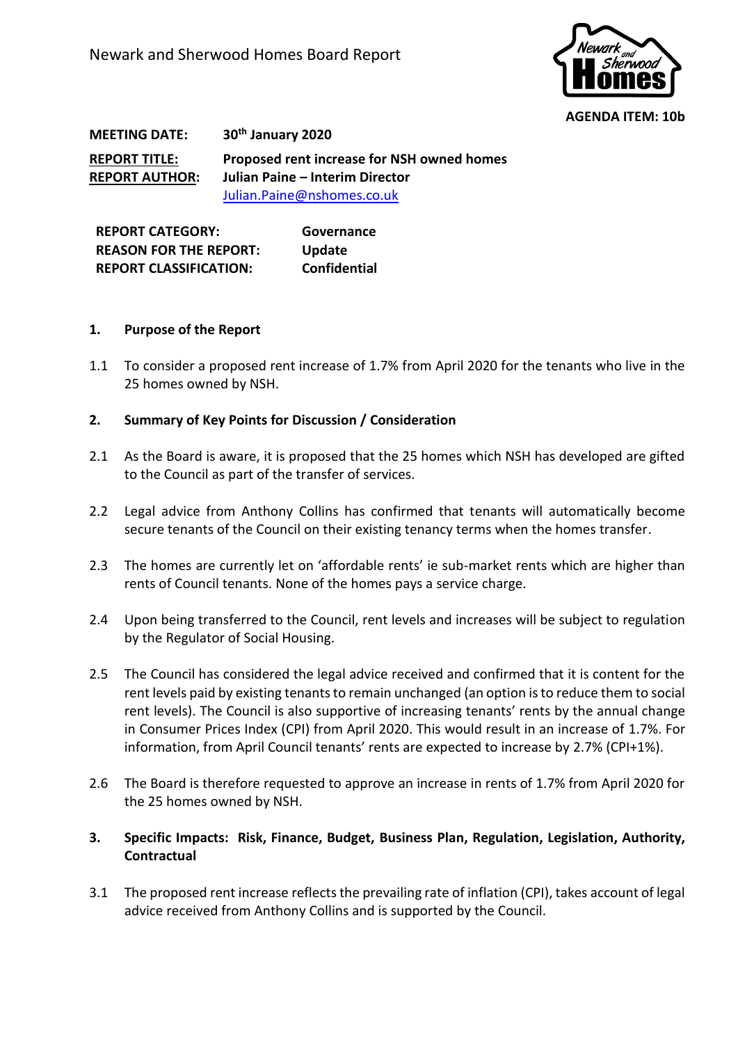Newark and Sherwood Homes Board Report

**AGENDA ITEM: 10b**

**MEETING DATE:** **30th January 2020**

**REPORT TITLE:** **Proposed rent increase for NSH owned homes**
**REPORT AUTHOR:** **Julian Paine – Interim Director**
Julian.Paine@nshomes.co.uk

| | |
|---|---|
| **REPORT CATEGORY:** | **Governance** |
| **REASON FOR THE REPORT:** | **Update** |
| **REPORT CLASSIFICATION:** | **Confidential** |

## 1. Purpose of the Report

1.1 To consider a proposed rent increase of 1.7% from April 2020 for the tenants who live in the 25 homes owned by NSH.

## 2. Summary of Key Points for Discussion / Consideration

2.1 As the Board is aware, it is proposed that the 25 homes which NSH has developed are gifted to the Council as part of the transfer of services.

2.2 Legal advice from Anthony Collins has confirmed that tenants will automatically become secure tenants of the Council on their existing tenancy terms when the homes transfer.

2.3 The homes are currently let on 'affordable rents' ie sub-market rents which are higher than rents of Council tenants. None of the homes pays a service charge.

2.4 Upon being transferred to the Council, rent levels and increases will be subject to regulation by the Regulator of Social Housing.

2.5 The Council has considered the legal advice received and confirmed that it is content for the rent levels paid by existing tenants to remain unchanged (an option is to reduce them to social rent levels). The Council is also supportive of increasing tenants' rents by the annual change in Consumer Prices Index (CPI) from April 2020. This would result in an increase of 1.7%. For information, from April Council tenants' rents are expected to increase by 2.7% (CPI+1%).

2.6 The Board is therefore requested to approve an increase in rents of 1.7% from April 2020 for the 25 homes owned by NSH.

## 3. Specific Impacts: Risk, Finance, Budget, Business Plan, Regulation, Legislation, Authority, Contractual

3.1 The proposed rent increase reflects the prevailing rate of inflation (CPI), takes account of legal advice received from Anthony Collins and is supported by the Council.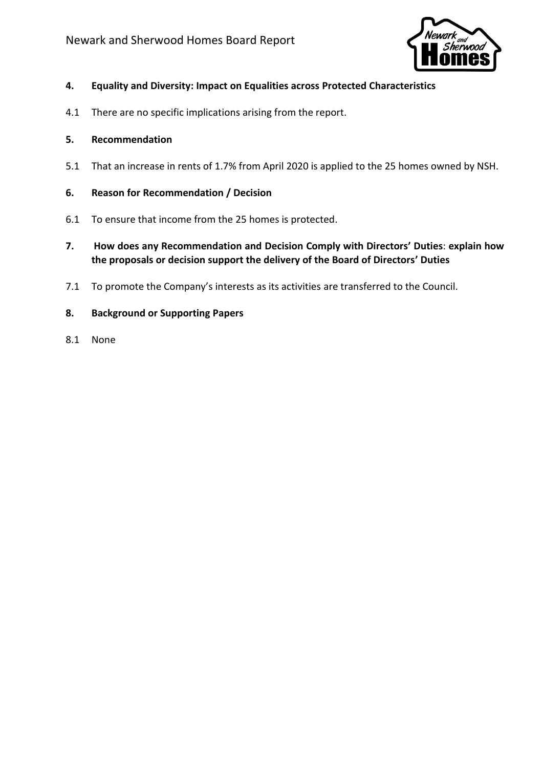**4. Equality and Diversity: Impact on Equalities across Protected Characteristics**

4.1 There are no specific implications arising from the report.

**5. Recommendation**

5.1 That an increase in rents of 1.7% from April 2020 is applied to the 25 homes owned by NSH.

**6. Reason for Recommendation / Decision**

6.1 To ensure that income from the 25 homes is protected.

**7. How does any Recommendation and Decision Comply with Directors' Duties: explain how the proposals or decision support the delivery of the Board of Directors' Duties**

7.1 To promote the Company's interests as its activities are transferred to the Council.

**8. Background or Supporting Papers**

8.1 None